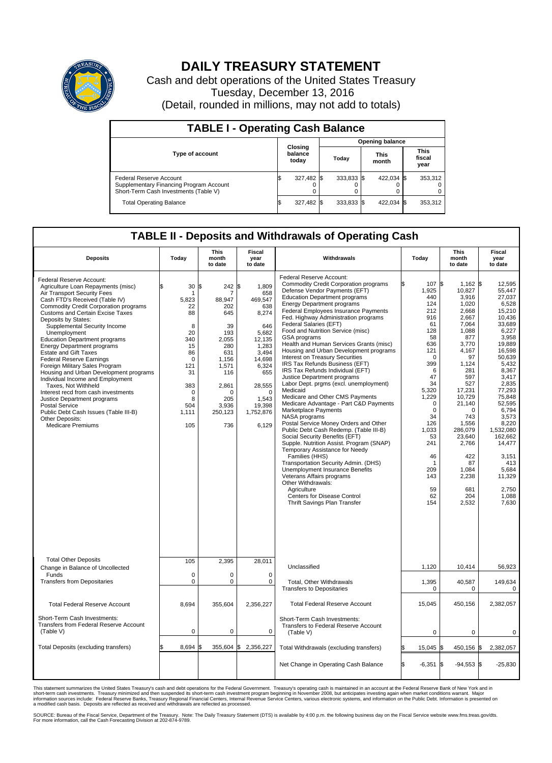# DAILY TREASURY STATEMENT

Cash and debt operations of the United States Treasury
Tuesday, December 13, 2016
(Detail, rounded in millions, may not add to totals)

## TABLE I - Operating Cash Balance

| Type of account | Closing balance today | Opening balance Today | Opening balance This month | Opening balance This fiscal year |
|---|---|---|---|---|
| Federal Reserve Account | $ 327,482 | $ 333,833 | $ 422,034 | $ 353,312 |
| Supplementary Financing Program Account | 0 | 0 | 0 | 0 |
| Short-Term Cash Investments (Table V) | 0 | 0 | 0 | 0 |
| Total Operating Balance | $ 327,482 | $ 333,833 | $ 422,034 | $ 353,312 |

## TABLE II - Deposits and Withdrawals of Operating Cash

| Deposits | Today | This month to date | Fiscal year to date | Withdrawals | Today | This month to date | Fiscal year to date |
|---|---|---|---|---|---|---|---|
| Federal Reserve Account: | | | | Federal Reserve Account: | | | |
| Agriculture Loan Repayments (misc) | $ 30 | $ 242 | $ 1,809 | Commodity Credit Corporation programs | $ 107 | $ 1,162 | $ 12,595 |
| Air Transport Security Fees | 1 | 7 | 658 | Defense Vendor Payments (EFT) | 1,925 | 10,827 | 55,447 |
| Cash FTD's Received (Table IV) | 5,823 | 88,947 | 469,547 | Education Department programs | 440 | 3,916 | 27,037 |
| Commodity Credit Corporation programs | 22 | 202 | 638 | Energy Department programs | 124 | 1,020 | 6,528 |
| Customs and Certain Excise Taxes | 88 | 645 | 8,274 | Federal Employees Insurance Payments | 212 | 2,668 | 15,210 |
| Deposits by States: | | | | Fed. Highway Administration programs | 916 | 2,667 | 10,436 |
| Supplemental Security Income | 8 | 39 | 646 | Federal Salaries (EFT) | 61 | 7,064 | 33,689 |
| Unemployment | 20 | 193 | 5,682 | Food and Nutrition Service (misc) | 128 | 1,088 | 6,227 |
| Education Department programs | 340 | 2,055 | 12,135 | GSA programs | 58 | 877 | 3,958 |
| Energy Department programs | 15 | 280 | 1,283 | Health and Human Services Grants (misc) | 636 | 3,770 | 19,889 |
| Estate and Gift Taxes | 86 | 631 | 3,494 | Housing and Urban Development programs | 121 | 4,167 | 16,598 |
| Federal Reserve Earnings | 0 | 1,156 | 14,698 | Interest on Treasury Securities | 0 | 97 | 50,639 |
| Foreign Military Sales Program | 121 | 1,571 | 6,324 | IRS Tax Refunds Business (EFT) | 399 | 1,124 | 5,432 |
| Housing and Urban Development programs | 31 | 116 | 655 | IRS Tax Refunds Individual (EFT) | 6 | 281 | 8,367 |
| Individual Income and Employment | | | | Justice Department programs | 47 | 597 | 3,417 |
| Taxes, Not Withheld | 383 | 2,861 | 28,555 | Labor Dept. prgms (excl. unemployment) | 34 | 527 | 2,835 |
| Interest recd from cash investments | 0 | 0 | 0 | Medicaid | 5,320 | 17,231 | 77,293 |
| Justice Department programs | 8 | 205 | 1,543 | Medicare and Other CMS Payments | 1,229 | 10,729 | 75,848 |
| Postal Service | 504 | 3,936 | 19,398 | Medicare Advantage - Part C&D Payments | 0 | 21,140 | 52,595 |
| Public Debt Cash Issues (Table III-B) | 1,111 | 250,123 | 1,752,876 | Marketplace Payments | 0 | 0 | 6,794 |
| Other Deposits: | | | | NASA programs | 34 | 743 | 3,573 |
| Medicare Premiums | 105 | 736 | 6,129 | Postal Service Money Orders and Other | 126 | 1,556 | 8,220 |
| | | | | Public Debt Cash Redemp. (Table III-B) | 1,033 | 286,079 | 1,532,080 |
| | | | | Social Security Benefits (EFT) | 53 | 23,640 | 162,662 |
| | | | | Supple. Nutrition Assist. Program (SNAP) | 241 | 2,766 | 14,477 |
| | | | | Temporary Assistance for Needy Families (HHS) | 46 | 422 | 3,151 |
| | | | | Transportation Security Admin. (DHS) | 1 | 87 | 413 |
| | | | | Unemployment Insurance Benefits | 209 | 1,084 | 5,684 |
| | | | | Veterans Affairs programs | 143 | 2,238 | 11,329 |
| | | | | Other Withdrawals: | | | |
| | | | | Agriculture | 59 | 681 | 2,750 |
| | | | | Centers for Disease Control | 62 | 204 | 1,088 |
| | | | | Thrift Savings Plan Transfer | 154 | 2,532 | 7,630 |
| Total Other Deposits | 105 | 2,395 | 28,011 | Unclassified | 1,120 | 10,414 | 56,923 |
| Change in Balance of Uncollected Funds | 0 | 0 | 0 | | | | |
| Transfers from Depositaries | 0 | 0 | 0 | Total, Other Withdrawals | 1,395 | 40,587 | 149,634 |
| | | | | Transfers to Depositaries | 0 | 0 | 0 |
| Total Federal Reserve Account | 8,694 | 355,604 | 2,356,227 | Total Federal Reserve Account | 15,045 | 450,156 | 2,382,057 |
| Short-Term Cash Investments: | | | | Short-Term Cash Investments: | | | |
| Transfers from Federal Reserve Account (Table V) | 0 | 0 | 0 | Transfers to Federal Reserve Account (Table V) | 0 | 0 | 0 |
| Total Deposits (excluding transfers) | $ 8,694 | $ 355,604 | $ 2,356,227 | Total Withdrawals (excluding transfers) | $ 15,045 | $ 450,156 | $ 2,382,057 |
| | | | | Net Change in Operating Cash Balance | $ -6,351 | $ -94,553 | $ -25,830 |

This statement summarizes the United States Treasury's cash and debt operations for the Federal Government. Treasury's operating cash is maintained in an account at the Federal Reserve Bank of New York and in short-term cash investments. Treasury minimized and then suspended its short-term cash investment program beginning in November 2008, but anticipates investing again when market conditions warrant. Major information sources include: Federal Reserve Banks, Treasury Regional Financial Centers, Internal Revenue Service Centers, various electronic systems, and information on the Public Debt. Information is presented on a modified cash basis. Deposits are reflected as received and withdrawals are reflected as processed.

SOURCE: Bureau of the Fiscal Service, Department of the Treasury. Note: The Daily Treasury Statement (DTS) is available by 4:00 p.m. the following business day on the Fiscal Service website www.fms.treas.gov/dts. For more information, call the Cash Forecasting Division at 202-874-9789.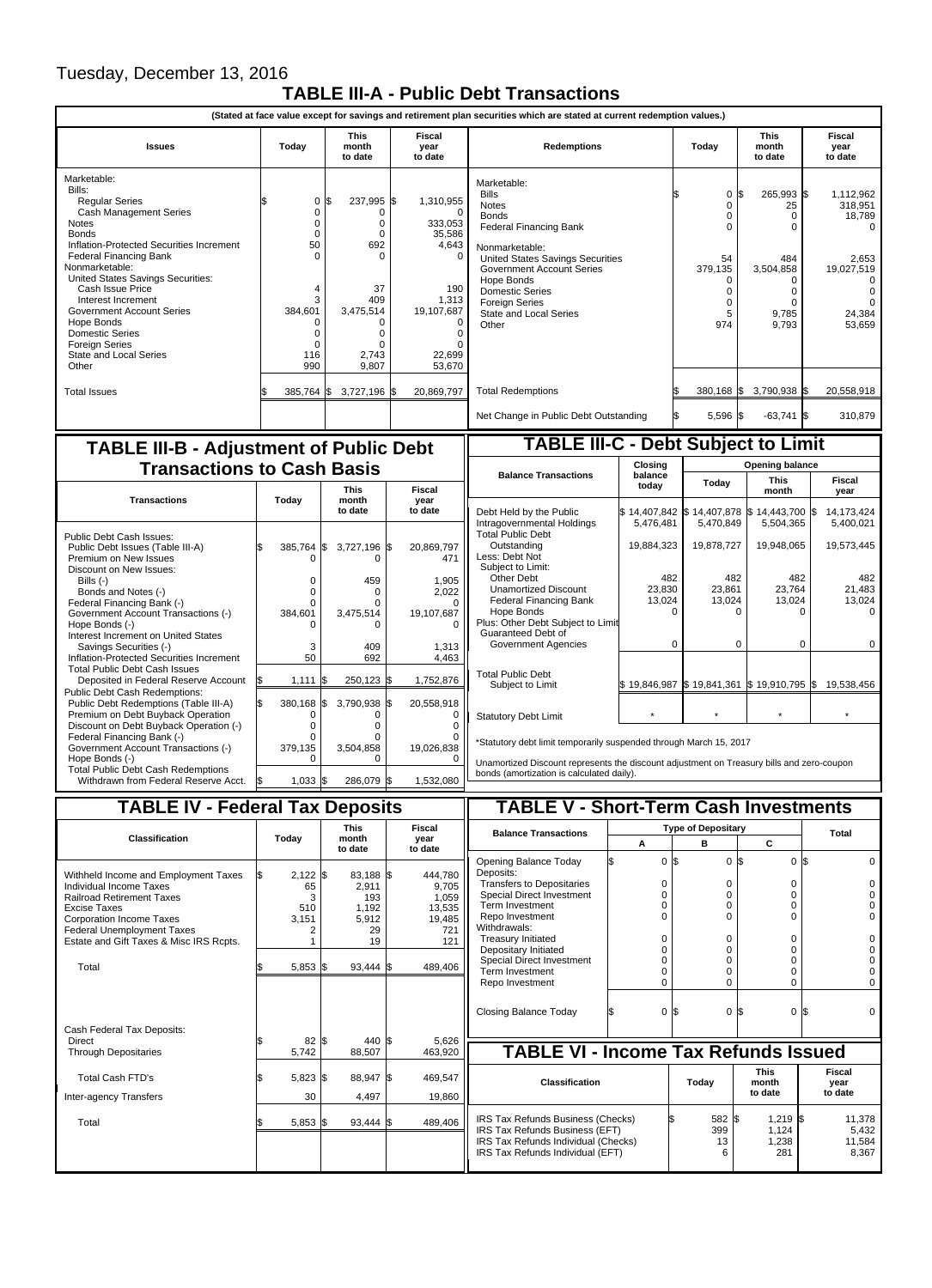Tuesday, December 13, 2016

# TABLE III-A - Public Debt Transactions

(Stated at face value except for savings and retirement plan securities which are stated at current redemption values.)

| Issues | Today | This month to date | Fiscal year to date |
|---|---|---|---|
| Marketable: | | | |
| Bills: | | | |
| Regular Series | $ 0 | $ 237,995 | $ 1,310,955 |
| Cash Management Series | 0 | 0 | 0 |
| Notes | 0 | 0 | 333,053 |
| Bonds | 0 | 0 | 35,586 |
| Inflation-Protected Securities Increment | 50 | 692 | 4,643 |
| Federal Financing Bank | 0 | 0 | 0 |
| Nonmarketable: | | | |
| United States Savings Securities: | | | |
| Cash Issue Price | 4 | 37 | 190 |
| Interest Increment | 3 | 409 | 1,313 |
| Government Account Series | 384,601 | 3,475,514 | 19,107,687 |
| Hope Bonds | 0 | 0 | 0 |
| Domestic Series | 0 | 0 | 0 |
| Foreign Series | 0 | 0 | 0 |
| State and Local Series | 116 | 2,743 | 22,699 |
| Other | 990 | 9,807 | 53,670 |
| Total Issues | $ 385,764 | $ 3,727,196 | $ 20,869,797 |

| Redemptions | Today | This month to date | Fiscal year to date |
|---|---|---|---|
| Marketable: | | | |
| Bills | $ 0 | $ 265,993 | $ 1,112,962 |
| Notes | 0 | 25 | 318,951 |
| Bonds | 0 | 0 | 18,789 |
| Federal Financing Bank | 0 | 0 | 0 |
| Nonmarketable: | | | |
| United States Savings Securities | 54 | 484 | 2,653 |
| Government Account Series | 379,135 | 3,504,858 | 19,027,519 |
| Hope Bonds | 0 | 0 | 0 |
| Domestic Series | 0 | 0 | 0 |
| Foreign Series | 0 | 0 | 0 |
| State and Local Series | 5 | 9,785 | 24,384 |
| Other | 974 | 9,793 | 53,659 |
| Total Redemptions | $ 380,168 | $ 3,790,938 | $ 20,558,918 |
| Net Change in Public Debt Outstanding | $ 5,596 | $ -63,741 | $ 310,879 |

# TABLE III-B - Adjustment of Public Debt Transactions to Cash Basis

| Transactions | Today | This month to date | Fiscal year to date |
|---|---|---|---|
| Public Debt Cash Issues: | | | |
| Public Debt Issues (Table III-A) | $ 385,764 | $ 3,727,196 | $ 20,869,797 |
| Premium on New Issues | 0 | 0 | 471 |
| Discount on New Issues: | | | |
| Bills (-) | 0 | 459 | 1,905 |
| Bonds and Notes (-) | 0 | 0 | 2,022 |
| Federal Financing Bank (-) | 0 | 0 | 0 |
| Government Account Transactions (-) | 384,601 | 3,475,514 | 19,107,687 |
| Hope Bonds (-) | 0 | 0 | 0 |
| Interest Increment on United States Savings Securities (-) | 3 | 409 | 1,313 |
| Inflation-Protected Securities Increment | 50 | 692 | 4,463 |
| Total Public Debt Cash Issues Deposited in Federal Reserve Account | $ 1,111 | $ 250,123 | $ 1,752,876 |
| Public Debt Cash Redemptions: | | | |
| Public Debt Redemptions (Table III-A) | $ 380,168 | $ 3,790,938 | $ 20,558,918 |
| Premium on Debt Buyback Operation | 0 | 0 | 0 |
| Discount on Debt Buyback Operation (-) | 0 | 0 | 0 |
| Federal Financing Bank (-) | 0 | 0 | 0 |
| Government Account Transactions (-) | 379,135 | 3,504,858 | 19,026,838 |
| Hope Bonds (-) | 0 | 0 | 0 |
| Total Public Debt Cash Redemptions Withdrawn from Federal Reserve Acct. | $ 1,033 | $ 286,079 | $ 1,532,080 |

# TABLE III-C - Debt Subject to Limit

| Balance Transactions | Closing balance today | Opening balance Today | Opening balance This month | Opening balance Fiscal year |
|---|---|---|---|---|
| Debt Held by the Public | $ 14,407,842 | $ 14,407,878 | $ 14,443,700 | $ 14,173,424 |
| Intragovernmental Holdings | 5,476,481 | 5,470,849 | 5,504,365 | 5,400,021 |
| Total Public Debt Outstanding | 19,884,323 | 19,878,727 | 19,948,065 | 19,573,445 |
| Less: Debt Not Subject to Limit: | | | | |
| Other Debt | 482 | 482 | 482 | 482 |
| Unamortized Discount | 23,830 | 23,861 | 23,764 | 21,483 |
| Federal Financing Bank | 13,024 | 13,024 | 13,024 | 13,024 |
| Hope Bonds | 0 | 0 | 0 | 0 |
| Plus: Other Debt Subject to Limit | | | | |
| Guaranteed Debt of Government Agencies | 0 | 0 | 0 | 0 |
| Total Public Debt Subject to Limit | $ 19,846,987 | $ 19,841,361 | $ 19,910,795 | $ 19,538,456 |
| Statutory Debt Limit | * | * | * | * |

*Statutory debt limit temporarily suspended through March 15, 2017

Unamortized Discount represents the discount adjustment on Treasury bills and zero-coupon bonds (amortization is calculated daily).

# TABLE IV - Federal Tax Deposits

| Classification | Today | This month to date | Fiscal year to date |
|---|---|---|---|
| Withheld Income and Employment Taxes | $ 2,122 | $ 83,188 | $ 444,780 |
| Individual Income Taxes | 65 | 2,911 | 9,705 |
| Railroad Retirement Taxes | 3 | 193 | 1,059 |
| Excise Taxes | 510 | 1,192 | 13,535 |
| Corporation Income Taxes | 3,151 | 5,912 | 19,485 |
| Federal Unemployment Taxes | 2 | 29 | 721 |
| Estate and Gift Taxes & Misc IRS Rcpts. | 1 | 19 | 121 |
| Total | $ 5,853 | $ 93,444 | $ 489,406 |
| Cash Federal Tax Deposits: | | | |
| Direct | $ 82 | $ 440 | $ 5,626 |
| Through Depositaries | 5,742 | 88,507 | 463,920 |
| Total Cash FTD's | $ 5,823 | $ 88,947 | $ 469,547 |
| Inter-agency Transfers | 30 | 4,497 | 19,860 |
| Total | $ 5,853 | $ 93,444 | $ 489,406 |

# TABLE V - Short-Term Cash Investments

| Balance Transactions | Type of Depositary A | Type of Depositary B | Type of Depositary C | Total |
|---|---|---|---|---|
| Opening Balance Today | $ 0 | $ 0 | $ 0 | $ 0 |
| Deposits: | | | | |
| Transfers to Depositaries | 0 | 0 | 0 | 0 |
| Special Direct Investment | 0 | 0 | 0 | 0 |
| Term Investment | 0 | 0 | 0 | 0 |
| Repo Investment | 0 | 0 | 0 | 0 |
| Withdrawals: | | | | |
| Treasury Initiated | 0 | 0 | 0 | 0 |
| Depositary Initiated | 0 | 0 | 0 | 0 |
| Special Direct Investment | 0 | 0 | 0 | 0 |
| Term Investment | 0 | 0 | 0 | 0 |
| Repo Investment | 0 | 0 | 0 | 0 |
| Closing Balance Today | $ 0 | $ 0 | $ 0 | $ 0 |

# TABLE VI - Income Tax Refunds Issued

| Classification | Today | This month to date | Fiscal year to date |
|---|---|---|---|
| IRS Tax Refunds Business (Checks) | $ 582 | $ 1,219 | $ 11,378 |
| IRS Tax Refunds Business (EFT) | 399 | 1,124 | 5,432 |
| IRS Tax Refunds Individual (Checks) | 13 | 1,238 | 11,584 |
| IRS Tax Refunds Individual (EFT) | 6 | 281 | 8,367 |